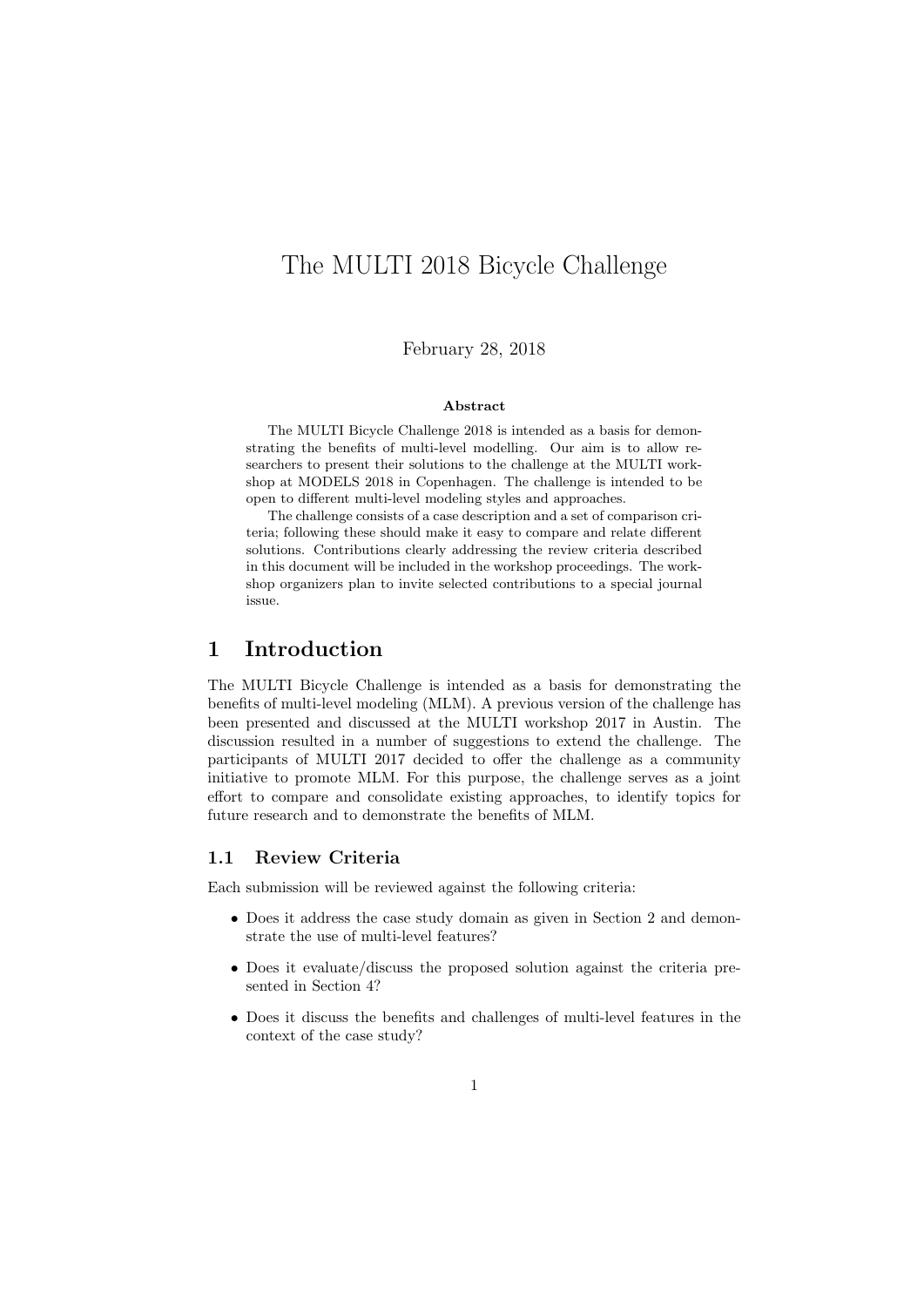# The MULTI 2018 Bicycle Challenge

February 28, 2018

**Abstract**

The MULTI Bicycle Challenge 2018 is intended as a basis for demonstrating the benefits of multi-level modelling. Our aim is to allow researchers to present their solutions to the challenge at the MULTI workshop at MODELS 2018 in Copenhagen. The challenge is intended to be open to different multi-level modeling styles and approaches.

The challenge consists of a case description and a set of comparison criteria; following these should make it easy to compare and relate different solutions. Contributions clearly addressing the review criteria described in this document will be included in the workshop proceedings. The workshop organizers plan to invite selected contributions to a special journal issue.

## 1 Introduction

The MULTI Bicycle Challenge is intended as a basis for demonstrating the benefits of multi-level modeling (MLM). A previous version of the challenge has been presented and discussed at the MULTI workshop 2017 in Austin. The discussion resulted in a number of suggestions to extend the challenge. The participants of MULTI 2017 decided to offer the challenge as a community initiative to promote MLM. For this purpose, the challenge serves as a joint effort to compare and consolidate existing approaches, to identify topics for future research and to demonstrate the benefits of MLM.

### 1.1 Review Criteria

Each submission will be reviewed against the following criteria:

- Does it address the case study domain as given in Section 2 and demonstrate the use of multi-level features?
- Does it evaluate/discuss the proposed solution against the criteria presented in Section 4?
- Does it discuss the benefits and challenges of multi-level features in the context of the case study?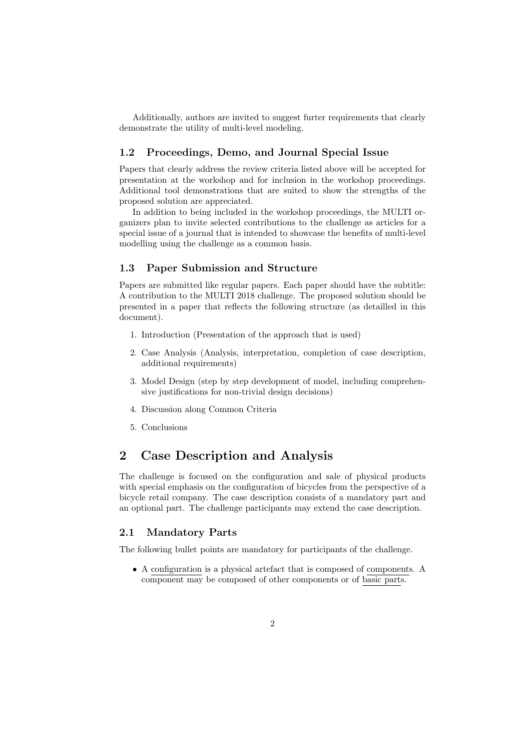Additionally, authors are invited to suggest furter requirements that clearly demonstrate the utility of multi-level modeling.

### 1.2 Proceedings, Demo, and Journal Special Issue

Papers that clearly address the review criteria listed above will be accepted for presentation at the workshop and for inclusion in the workshop proceedings. Additional tool demonstrations that are suited to show the strengths of the proposed solution are appreciated.

In addition to being included in the workshop proceedings, the MULTI organizers plan to invite selected contributions to the challenge as articles for a special issue of a journal that is intended to showcase the benefits of multi-level modelling using the challenge as a common basis.

### 1.3 Paper Submission and Structure

Papers are submitted like regular papers. Each paper should have the subtitle: A contribution to the MULTI 2018 challenge. The proposed solution should be presented in a paper that reflects the following structure (as detailled in this document).

1. Introduction (Presentation of the approach that is used)
2. Case Analysis (Analysis, interpretation, completion of case description, additional requirements)
3. Model Design (step by step development of model, including comprehensive justifications for non-trivial design decisions)
4. Discussion along Common Criteria
5. Conclusions

## 2 Case Description and Analysis

The challenge is focused on the configuration and sale of physical products with special emphasis on the configuration of bicycles from the perspective of a bicycle retail company. The case description consists of a mandatory part and an optional part. The challenge participants may extend the case description.

### 2.1 Mandatory Parts

The following bullet points are mandatory for participants of the challenge.

- A configuration is a physical artefact that is composed of components. A component may be composed of other components or of basic parts.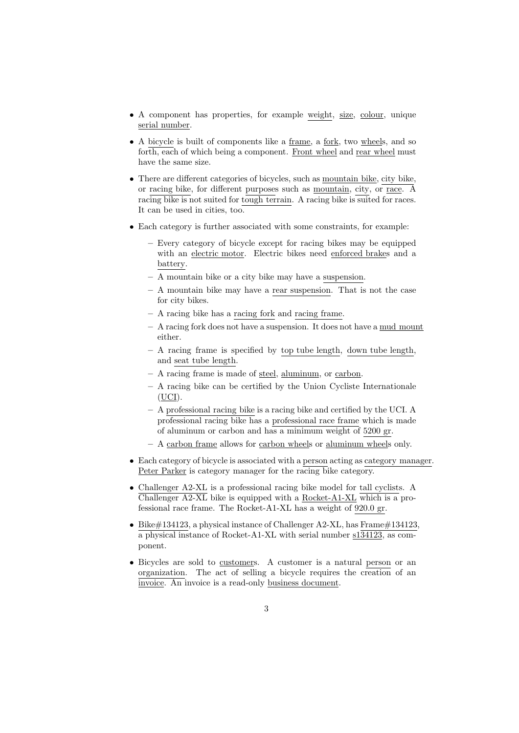- A component has properties, for example weight, size, colour, unique serial number.
- A bicycle is built of components like a frame, a fork, two wheels, and so forth, each of which being a component. Front wheel and rear wheel must have the same size.
- There are different categories of bicycles, such as mountain bike, city bike, or racing bike, for different purposes such as mountain, city, or race. A racing bike is not suited for tough terrain. A racing bike is suited for races. It can be used in cities, too.
- Each category is further associated with some constraints, for example:
  - Every category of bicycle except for racing bikes may be equipped with an electric motor. Electric bikes need enforced brakes and a battery.
  - A mountain bike or a city bike may have a suspension.
  - A mountain bike may have a rear suspension. That is not the case for city bikes.
  - A racing bike has a racing fork and racing frame.
  - A racing fork does not have a suspension. It does not have a mud mount either.
  - A racing frame is specified by top tube length, down tube length, and seat tube length.
  - A racing frame is made of steel, aluminum, or carbon.
  - A racing bike can be certified by the Union Cycliste Internationale (UCI).
  - A professional racing bike is a racing bike and certified by the UCI. A professional racing bike has a professional race frame which is made of aluminum or carbon and has a minimum weight of 5200 gr.
  - A carbon frame allows for carbon wheels or aluminum wheels only.
- Each category of bicycle is associated with a person acting as category manager. Peter Parker is category manager for the racing bike category.
- Challenger A2-XL is a professional racing bike model for tall cyclists. A Challenger A2-XL bike is equipped with a Rocket-A1-XL which is a professional race frame. The Rocket-A1-XL has a weight of 920.0 gr.
- Bike#134123, a physical instance of Challenger A2-XL, has Frame#134123, a physical instance of Rocket-A1-XL with serial number s134123, as component.
- Bicycles are sold to customers. A customer is a natural person or an organization. The act of selling a bicycle requires the creation of an invoice. An invoice is a read-only business document.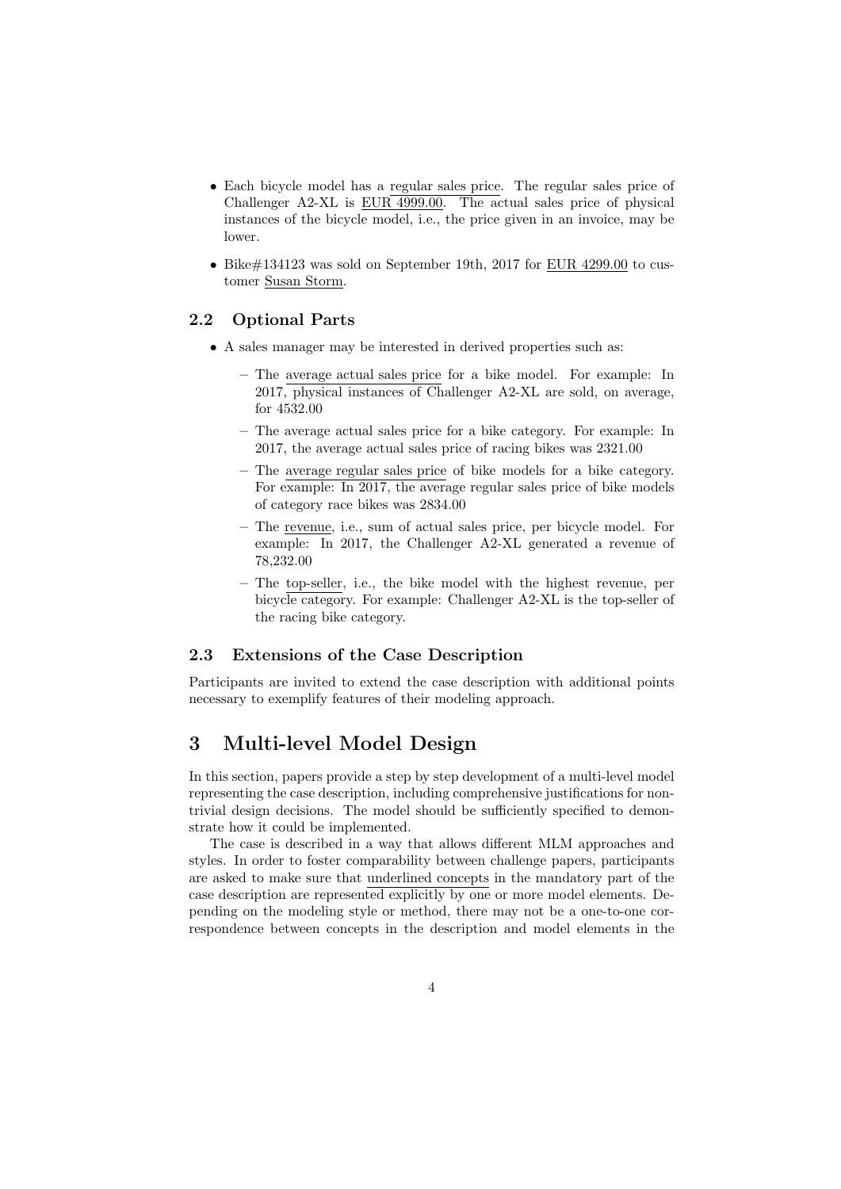- Each bicycle model has a regular sales price. The regular sales price of Challenger A2-XL is EUR 4999.00. The actual sales price of physical instances of the bicycle model, i.e., the price given in an invoice, may be lower.

- Bike#134123 was sold on September 19th, 2017 for EUR 4299.00 to customer Susan Storm.

### 2.2 Optional Parts

- A sales manager may be interested in derived properties such as:
  - The average actual sales price for a bike model. For example: In 2017, physical instances of Challenger A2-XL are sold, on average, for 4532.00
  - The average actual sales price for a bike category. For example: In 2017, the average actual sales price of racing bikes was 2321.00
  - The average regular sales price of bike models for a bike category. For example: In 2017, the average regular sales price of bike models of category race bikes was 2834.00
  - The revenue, i.e., sum of actual sales price, per bicycle model. For example: In 2017, the Challenger A2-XL generated a revenue of 78,232.00
  - The top-seller, i.e., the bike model with the highest revenue, per bicycle category. For example: Challenger A2-XL is the top-seller of the racing bike category.

### 2.3 Extensions of the Case Description

Participants are invited to extend the case description with additional points necessary to exemplify features of their modeling approach.

## 3 Multi-level Model Design

In this section, papers provide a step by step development of a multi-level model representing the case description, including comprehensive justifications for non-trivial design decisions. The model should be sufficiently specified to demonstrate how it could be implemented.

The case is described in a way that allows different MLM approaches and styles. In order to foster comparability between challenge papers, participants are asked to make sure that underlined concepts in the mandatory part of the case description are represented explicitly by one or more model elements. Depending on the modeling style or method, there may not be a one-to-one correspondence between concepts in the description and model elements in the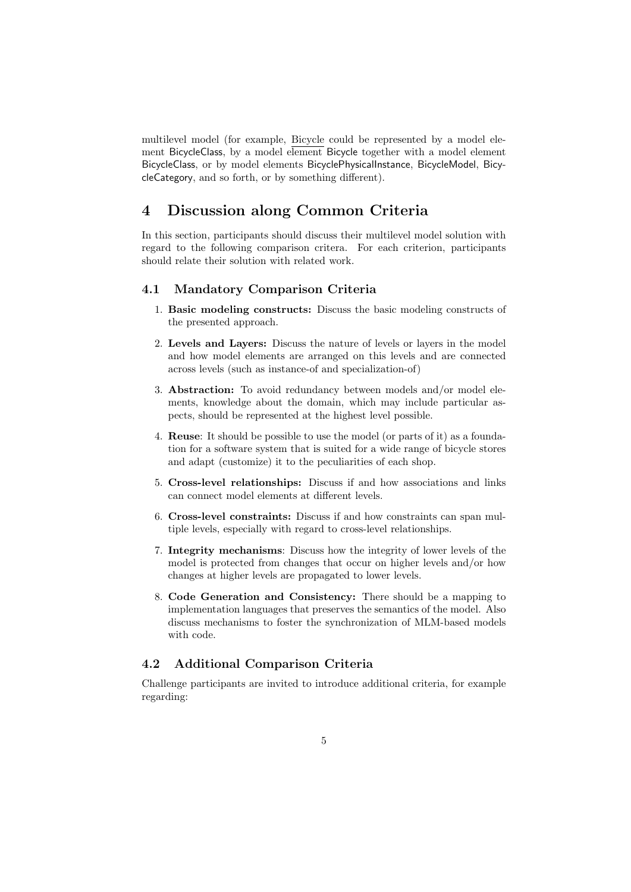multilevel model (for example, Bicycle could be represented by a model element BicycleClass, by a model element Bicycle together with a model element BicycleClass, or by model elements BicyclePhysicalInstance, BicycleModel, BicycleCategory, and so forth, or by something different).

# 4 Discussion along Common Criteria

In this section, participants should discuss their multilevel model solution with regard to the following comparison critera. For each criterion, participants should relate their solution with related work.

## 4.1 Mandatory Comparison Criteria

1. **Basic modeling constructs:** Discuss the basic modeling constructs of the presented approach.
2. **Levels and Layers:** Discuss the nature of levels or layers in the model and how model elements are arranged on this levels and are connected across levels (such as instance-of and specialization-of)
3. **Abstraction:** To avoid redundancy between models and/or model elements, knowledge about the domain, which may include particular aspects, should be represented at the highest level possible.
4. **Reuse**: It should be possible to use the model (or parts of it) as a foundation for a software system that is suited for a wide range of bicycle stores and adapt (customize) it to the peculiarities of each shop.
5. **Cross-level relationships:** Discuss if and how associations and links can connect model elements at different levels.
6. **Cross-level constraints:** Discuss if and how constraints can span multiple levels, especially with regard to cross-level relationships.
7. **Integrity mechanisms**: Discuss how the integrity of lower levels of the model is protected from changes that occur on higher levels and/or how changes at higher levels are propagated to lower levels.
8. **Code Generation and Consistency:** There should be a mapping to implementation languages that preserves the semantics of the model. Also discuss mechanisms to foster the synchronization of MLM-based models with code.

## 4.2 Additional Comparison Criteria

Challenge participants are invited to introduce additional criteria, for example regarding: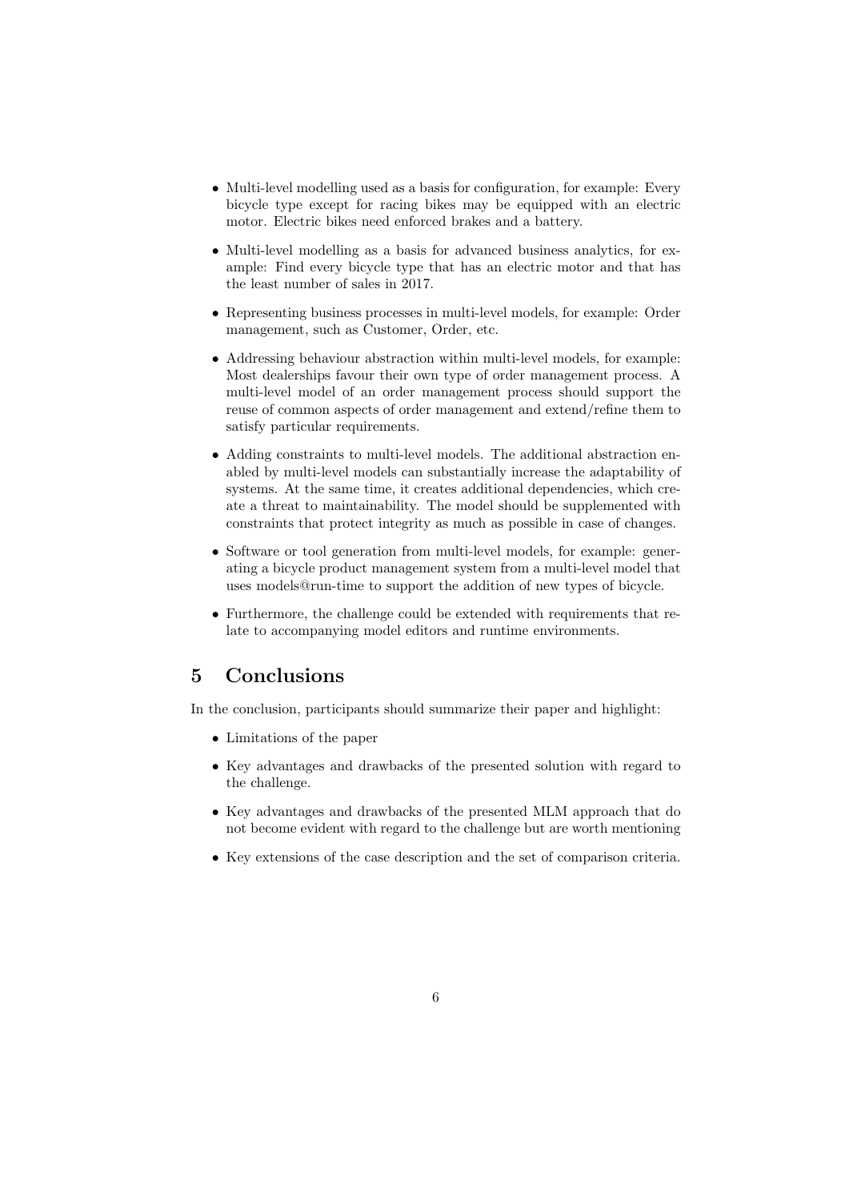- Multi-level modelling used as a basis for configuration, for example: Every bicycle type except for racing bikes may be equipped with an electric motor. Electric bikes need enforced brakes and a battery.
- Multi-level modelling as a basis for advanced business analytics, for example: Find every bicycle type that has an electric motor and that has the least number of sales in 2017.
- Representing business processes in multi-level models, for example: Order management, such as Customer, Order, etc.
- Addressing behaviour abstraction within multi-level models, for example: Most dealerships favour their own type of order management process. A multi-level model of an order management process should support the reuse of common aspects of order management and extend/refine them to satisfy particular requirements.
- Adding constraints to multi-level models. The additional abstraction enabled by multi-level models can substantially increase the adaptability of systems. At the same time, it creates additional dependencies, which create a threat to maintainability. The model should be supplemented with constraints that protect integrity as much as possible in case of changes.
- Software or tool generation from multi-level models, for example: generating a bicycle product management system from a multi-level model that uses models@run-time to support the addition of new types of bicycle.
- Furthermore, the challenge could be extended with requirements that relate to accompanying model editors and runtime environments.

## 5 Conclusions

In the conclusion, participants should summarize their paper and highlight:

- Limitations of the paper
- Key advantages and drawbacks of the presented solution with regard to the challenge.
- Key advantages and drawbacks of the presented MLM approach that do not become evident with regard to the challenge but are worth mentioning
- Key extensions of the case description and the set of comparison criteria.